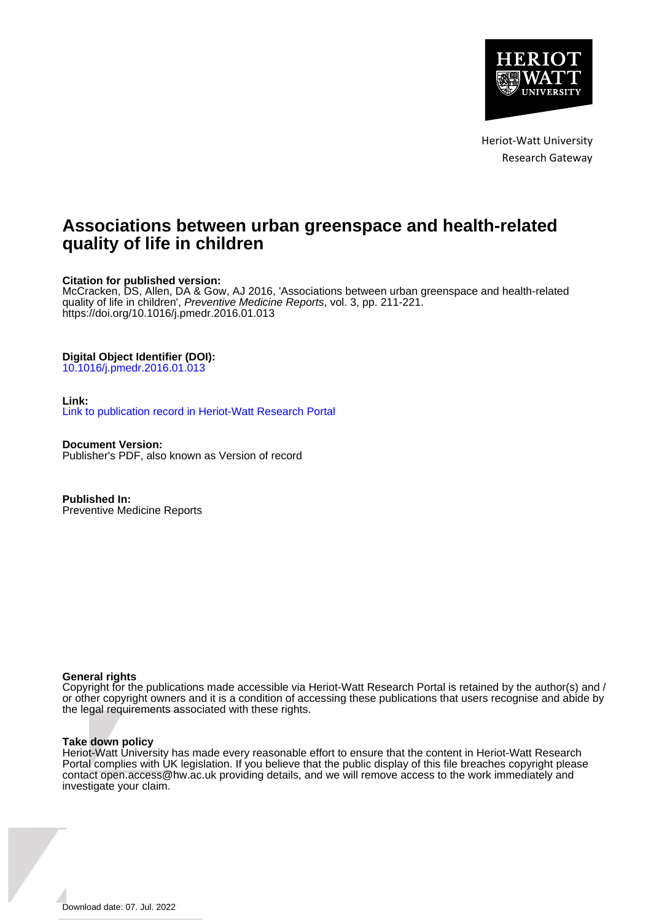Heriot-Watt University
Research Gateway

# Associations between urban greenspace and health-related quality of life in children

**Citation for published version:**
McCracken, DS, Allen, DA & Gow, AJ 2016, 'Associations between urban greenspace and health-related quality of life in children', *Preventive Medicine Reports*, vol. 3, pp. 211-221.
https://doi.org/10.1016/j.pmedr.2016.01.013

**Digital Object Identifier (DOI):**
10.1016/j.pmedr.2016.01.013

**Link:**
Link to publication record in Heriot-Watt Research Portal

**Document Version:**
Publisher's PDF, also known as Version of record

**Published In:**
Preventive Medicine Reports

**General rights**
Copyright for the publications made accessible via Heriot-Watt Research Portal is retained by the author(s) and / or other copyright owners and it is a condition of accessing these publications that users recognise and abide by the legal requirements associated with these rights.

**Take down policy**
Heriot-Watt University has made every reasonable effort to ensure that the content in Heriot-Watt Research Portal complies with UK legislation. If you believe that the public display of this file breaches copyright please contact open.access@hw.ac.uk providing details, and we will remove access to the work immediately and investigate your claim.

Download date: 07. Jul. 2022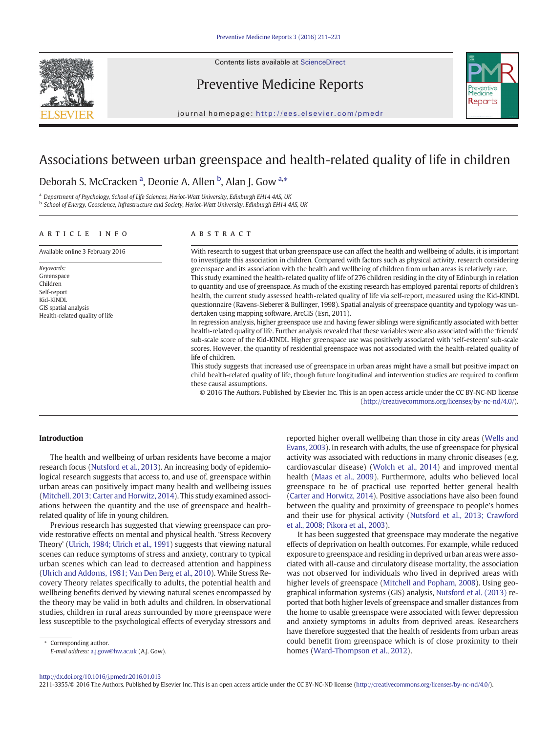# Associations between urban greenspace and health-related quality of life in children

Deborah S. McCracken [a], Deonie A. Allen [b], Alan J. Gow [a,*]

[a] Department of Psychology, School of Life Sciences, Heriot-Watt University, Edinburgh EH14 4AS, UK
[b] School of Energy, Geoscience, Infrastructure and Society, Heriot-Watt University, Edinburgh EH14 4AS, UK

## ARTICLE INFO

Available online 3 February 2016

*Keywords:*
Greenspace
Children
Self-report
Kid-KINDL
GIS spatial analysis
Health-related quality of life

## ABSTRACT

With research to suggest that urban greenspace use can affect the health and wellbeing of adults, it is important to investigate this association in children. Compared with factors such as physical activity, research considering greenspace and its association with the health and wellbeing of children from urban areas is relatively rare.
This study examined the health-related quality of life of 276 children residing in the city of Edinburgh in relation to quantity and use of greenspace. As much of the existing research has employed parental reports of children's health, the current study assessed health-related quality of life via self-report, measured using the Kid-KINDL questionnaire (Ravens-Sieberer & Bullinger, 1998). Spatial analysis of greenspace quantity and typology was undertaken using mapping software, ArcGIS (Esri, 2011).
In regression analysis, higher greenspace use and having fewer siblings were significantly associated with better health-related quality of life. Further analysis revealed that these variables were also associated with the 'friends' sub-scale score of the Kid-KINDL. Higher greenspace use was positively associated with 'self-esteem' sub-scale scores. However, the quantity of residential greenspace was not associated with the health-related quality of life of children.
This study suggests that increased use of greenspace in urban areas might have a small but positive impact on child health-related quality of life, though future longitudinal and intervention studies are required to confirm these causal assumptions.

© 2016 The Authors. Published by Elsevier Inc. This is an open access article under the CC BY-NC-ND license (http://creativecommons.org/licenses/by-nc-nd/4.0/).

## Introduction

The health and wellbeing of urban residents have become a major research focus (Nutsford et al., 2013). An increasing body of epidemiological research suggests that access to, and use of, greenspace within urban areas can positively impact many health and wellbeing issues (Mitchell, 2013; Carter and Horwitz, 2014). This study examined associations between the quantity and the use of greenspace and health-related quality of life in young children.

Previous research has suggested that viewing greenspace can provide restorative effects on mental and physical health. 'Stress Recovery Theory' (Ulrich, 1984; Ulrich et al., 1991) suggests that viewing natural scenes can reduce symptoms of stress and anxiety, contrary to typical urban scenes which can lead to decreased attention and happiness (Ulrich and Addoms, 1981; Van Den Berg et al., 2010). While Stress Recovery Theory relates specifically to adults, the potential health and wellbeing benefits derived by viewing natural scenes encompassed by the theory may be valid in both adults and children. In observational studies, children in rural areas surrounded by more greenspace were less susceptible to the psychological effects of everyday stressors and reported higher overall wellbeing than those in city areas (Wells and Evans, 2003). In research with adults, the use of greenspace for physical activity was associated with reductions in many chronic diseases (e.g. cardiovascular disease) (Wolch et al., 2014) and improved mental health (Maas et al., 2009). Furthermore, adults who believed local greenspace to be of practical use reported better general health (Carter and Horwitz, 2014). Positive associations have also been found between the quality and proximity of greenspace to people's homes and their use for physical activity (Nutsford et al., 2013; Crawford et al., 2008; Pikora et al., 2003).

It has been suggested that greenspace may moderate the negative effects of deprivation on health outcomes. For example, while reduced exposure to greenspace and residing in deprived urban areas were associated with all-cause and circulatory disease mortality, the association was not observed for individuals who lived in deprived areas with higher levels of greenspace (Mitchell and Popham, 2008). Using geographical information systems (GIS) analysis, Nutsford et al. (2013) reported that both higher levels of greenspace and smaller distances from the home to usable greenspace were associated with fewer depression and anxiety symptoms in adults from deprived areas. Researchers have therefore suggested that the health of residents from urban areas could benefit from greenspace which is of close proximity to their homes (Ward-Thompson et al., 2012).

* Corresponding author.
E-mail address: a.j.gow@hw.ac.uk (A.J. Gow).

http://dx.doi.org/10.1016/j.pmedr.2016.01.013
2211-3355/© 2016 The Authors. Published by Elsevier Inc. This is an open access article under the CC BY-NC-ND license (http://creativecommons.org/licenses/by-nc-nd/4.0/).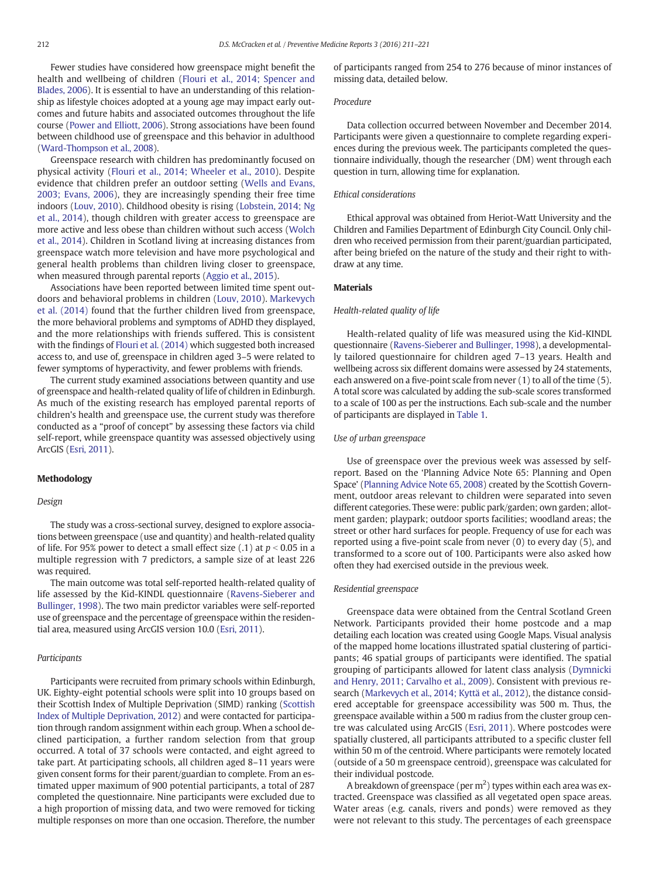Fewer studies have considered how greenspace might benefit the health and wellbeing of children (Flouri et al., 2014; Spencer and Blades, 2006). It is essential to have an understanding of this relationship as lifestyle choices adopted at a young age may impact early outcomes and future habits and associated outcomes throughout the life course (Power and Elliott, 2006). Strong associations have been found between childhood use of greenspace and this behavior in adulthood (Ward-Thompson et al., 2008).

Greenspace research with children has predominantly focused on physical activity (Flouri et al., 2014; Wheeler et al., 2010). Despite evidence that children prefer an outdoor setting (Wells and Evans, 2003; Evans, 2006), they are increasingly spending their free time indoors (Louv, 2010). Childhood obesity is rising (Lobstein, 2014; Ng et al., 2014), though children with greater access to greenspace are more active and less obese than children without such access (Wolch et al., 2014). Children in Scotland living at increasing distances from greenspace watch more television and have more psychological and general health problems than children living closer to greenspace, when measured through parental reports (Aggio et al., 2015).

Associations have been reported between limited time spent outdoors and behavioral problems in children (Louv, 2010). Markevych et al. (2014) found that the further children lived from greenspace, the more behavioral problems and symptoms of ADHD they displayed, and the more relationships with friends suffered. This is consistent with the findings of Flouri et al. (2014) which suggested both increased access to, and use of, greenspace in children aged 3–5 were related to fewer symptoms of hyperactivity, and fewer problems with friends.

The current study examined associations between quantity and use of greenspace and health-related quality of life of children in Edinburgh. As much of the existing research has employed parental reports of children's health and greenspace use, the current study was therefore conducted as a "proof of concept" by assessing these factors via child self-report, while greenspace quantity was assessed objectively using ArcGIS (Esri, 2011).

## Methodology

### Design

The study was a cross-sectional survey, designed to explore associations between greenspace (use and quantity) and health-related quality of life. For 95% power to detect a small effect size (.1) at $p < 0.05$ in a multiple regression with 7 predictors, a sample size of at least 226 was required.

The main outcome was total self-reported health-related quality of life assessed by the Kid-KINDL questionnaire (Ravens-Sieberer and Bullinger, 1998). The two main predictor variables were self-reported use of greenspace and the percentage of greenspace within the residential area, measured using ArcGIS version 10.0 (Esri, 2011).

### Participants

Participants were recruited from primary schools within Edinburgh, UK. Eighty-eight potential schools were split into 10 groups based on their Scottish Index of Multiple Deprivation (SIMD) ranking (Scottish Index of Multiple Deprivation, 2012) and were contacted for participation through random assignment within each group. When a school declined participation, a further random selection from that group occurred. A total of 37 schools were contacted, and eight agreed to take part. At participating schools, all children aged 8–11 years were given consent forms for their parent/guardian to complete. From an estimated upper maximum of 900 potential participants, a total of 287 completed the questionnaire. Nine participants were excluded due to a high proportion of missing data, and two were removed for ticking multiple responses on more than one occasion. Therefore, the number of participants ranged from 254 to 276 because of minor instances of missing data, detailed below.

### Procedure

Data collection occurred between November and December 2014. Participants were given a questionnaire to complete regarding experiences during the previous week. The participants completed the questionnaire individually, though the researcher (DM) went through each question in turn, allowing time for explanation.

### Ethical considerations

Ethical approval was obtained from Heriot-Watt University and the Children and Families Department of Edinburgh City Council. Only children who received permission from their parent/guardian participated, after being briefed on the nature of the study and their right to withdraw at any time.

## Materials

### Health-related quality of life

Health-related quality of life was measured using the Kid-KINDL questionnaire (Ravens-Sieberer and Bullinger, 1998), a developmentally tailored questionnaire for children aged 7–13 years. Health and wellbeing across six different domains were assessed by 24 statements, each answered on a five-point scale from never (1) to all of the time (5). A total score was calculated by adding the sub-scale scores transformed to a scale of 100 as per the instructions. Each sub-scale and the number of participants are displayed in Table 1.

### Use of urban greenspace

Use of greenspace over the previous week was assessed by self-report. Based on the 'Planning Advice Note 65: Planning and Open Space' (Planning Advice Note 65, 2008) created by the Scottish Government, outdoor areas relevant to children were separated into seven different categories. These were: public park/garden; own garden; allotment garden; playpark; outdoor sports facilities; woodland areas; the street or other hard surfaces for people. Frequency of use for each was reported using a five-point scale from never (0) to every day (5), and transformed to a score out of 100. Participants were also asked how often they had exercised outside in the previous week.

### Residential greenspace

Greenspace data were obtained from the Central Scotland Green Network. Participants provided their home postcode and a map detailing each location was created using Google Maps. Visual analysis of the mapped home locations illustrated spatial clustering of participants; 46 spatial groups of participants were identified. The spatial grouping of participants allowed for latent class analysis (Dymnicki and Henry, 2011; Carvalho et al., 2009). Consistent with previous research (Markevych et al., 2014; Kyttä et al., 2012), the distance considered acceptable for greenspace accessibility was 500 m. Thus, the greenspace available within a 500 m radius from the cluster group centre was calculated using ArcGIS (Esri, 2011). Where postcodes were spatially clustered, all participants attributed to a specific cluster fell within 50 m of the centroid. Where participants were remotely located (outside of a 50 m greenspace centroid), greenspace was calculated for their individual postcode.

A breakdown of greenspace (per $m^2$) types within each area was extracted. Greenspace was classified as all vegetated open space areas. Water areas (e.g. canals, rivers and ponds) were removed as they were not relevant to this study. The percentages of each greenspace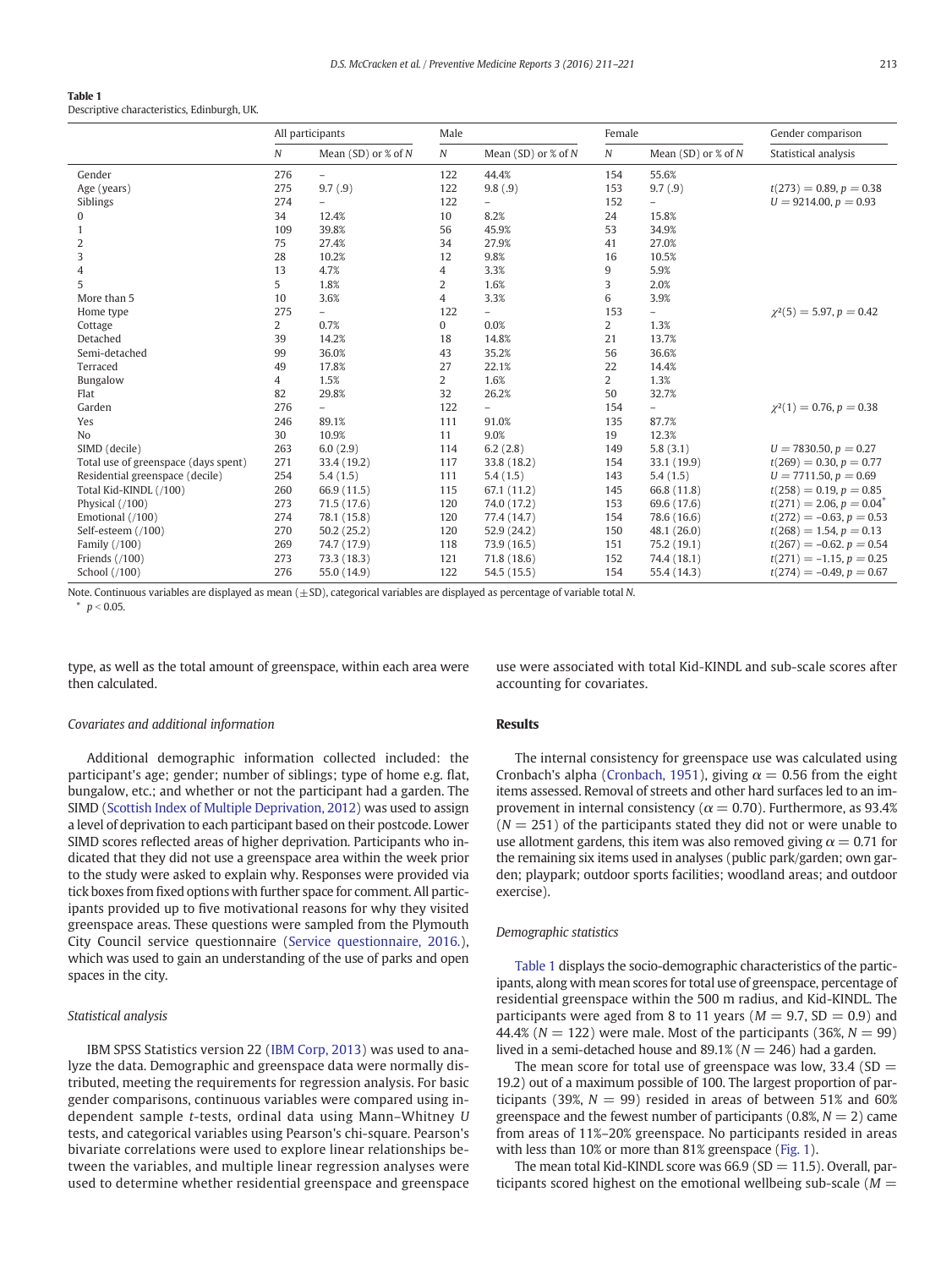**Table 1**
Descriptive characteristics, Edinburgh, UK.

| | All participants | | Male | | Female | | Gender comparison |
|---|---|---|---|---|---|---|---|
| | $N$ | Mean (SD) or % of $N$ | $N$ | Mean (SD) or % of $N$ | $N$ | Mean (SD) or % of $N$ | Statistical analysis |
| Gender | 276 | – | 122 | 44.4% | 154 | 55.6% | |
| Age (years) | 275 | 9.7 (.9) | 122 | 9.8 (.9) | 153 | 9.7 (.9) | $t(273) = 0.89, p = 0.38$ |
| Siblings | 274 | – | 122 | – | 152 | – | $U = 9214.00, p = 0.93$ |
| 0 | 34 | 12.4% | 10 | 8.2% | 24 | 15.8% | |
| 1 | 109 | 39.8% | 56 | 45.9% | 53 | 34.9% | |
| 2 | 75 | 27.4% | 34 | 27.9% | 41 | 27.0% | |
| 3 | 28 | 10.2% | 12 | 9.8% | 16 | 10.5% | |
| 4 | 13 | 4.7% | 4 | 3.3% | 9 | 5.9% | |
| 5 | 5 | 1.8% | 2 | 1.6% | 3 | 2.0% | |
| More than 5 | 10 | 3.6% | 4 | 3.3% | 6 | 3.9% | |
| Home type | 275 | – | 122 | – | 153 | – | $\chi^2(5) = 5.97, p = 0.42$ |
| Cottage | 2 | 0.7% | 0 | 0.0% | 2 | 1.3% | |
| Detached | 39 | 14.2% | 18 | 14.8% | 21 | 13.7% | |
| Semi-detached | 99 | 36.0% | 43 | 35.2% | 56 | 36.6% | |
| Terraced | 49 | 17.8% | 27 | 22.1% | 22 | 14.4% | |
| Bungalow | 4 | 1.5% | 2 | 1.6% | 2 | 1.3% | |
| Flat | 82 | 29.8% | 32 | 26.2% | 50 | 32.7% | |
| Garden | 276 | – | 122 | – | 154 | – | $\chi^2(1) = 0.76, p = 0.38$ |
| Yes | 246 | 89.1% | 111 | 91.0% | 135 | 87.7% | |
| No | 30 | 10.9% | 11 | 9.0% | 19 | 12.3% | |
| SIMD (decile) | 263 | 6.0 (2.9) | 114 | 6.2 (2.8) | 149 | 5.8 (3.1) | $U = 7830.50, p = 0.27$ |
| Total use of greenspace (days spent) | 271 | 33.4 (19.2) | 117 | 33.8 (18.2) | 154 | 33.1 (19.9) | $t(269) = 0.30, p = 0.77$ |
| Residential greenspace (decile) | 254 | 5.4 (1.5) | 111 | 5.4 (1.5) | 143 | 5.4 (1.5) | $U = 7711.50, p = 0.69$ |
| Total Kid-KINDL (/100) | 260 | 66.9 (11.5) | 115 | 67.1 (11.2) | 145 | 66.8 (11.8) | $t(258) = 0.19, p = 0.85$ |
| Physical (/100) | 273 | 71.5 (17.6) | 120 | 74.0 (17.2) | 153 | 69.6 (17.6) | $t(271) = 2.06, p = 0.04^{*}$ |
| Emotional (/100) | 274 | 78.1 (15.8) | 120 | 77.4 (14.7) | 154 | 78.6 (16.6) | $t(272) = -0.63, p = 0.53$ |
| Self-esteem (/100) | 270 | 50.2 (25.2) | 120 | 52.9 (24.2) | 150 | 48.1 (26.0) | $t(268) = 1.54, p = 0.13$ |
| Family (/100) | 269 | 74.7 (17.9) | 118 | 73.9 (16.5) | 151 | 75.2 (19.1) | $t(267) = -0.62, p = 0.54$ |
| Friends (/100) | 273 | 73.3 (18.3) | 121 | 71.8 (18.6) | 152 | 74.4 (18.1) | $t(271) = -1.15, p = 0.25$ |
| School (/100) | 276 | 55.0 (14.9) | 122 | 54.5 (15.5) | 154 | 55.4 (14.3) | $t(274) = -0.49, p = 0.67$ |

Note. Continuous variables are displayed as mean (±SD), categorical variables are displayed as percentage of variable total $N$.
* $p < 0.05$.

type, as well as the total amount of greenspace, within each area were then calculated.

### Covariates and additional information

Additional demographic information collected included: the participant's age; gender; number of siblings; type of home e.g. flat, bungalow, etc.; and whether or not the participant had a garden. The SIMD (Scottish Index of Multiple Deprivation, 2012) was used to assign a level of deprivation to each participant based on their postcode. Lower SIMD scores reflected areas of higher deprivation. Participants who indicated that they did not use a greenspace area within the week prior to the study were asked to explain why. Responses were provided via tick boxes from fixed options with further space for comment. All participants provided up to five motivational reasons for why they visited greenspace areas. These questions were sampled from the Plymouth City Council service questionnaire (Service questionnaire, 2016.), which was used to gain an understanding of the use of parks and open spaces in the city.

### Statistical analysis

IBM SPSS Statistics version 22 (IBM Corp, 2013) was used to analyze the data. Demographic and greenspace data were normally distributed, meeting the requirements for regression analysis. For basic gender comparisons, continuous variables were compared using independent sample *t*-tests, ordinal data using Mann–Whitney *U* tests, and categorical variables using Pearson's chi-square. Pearson's bivariate correlations were used to explore linear relationships between the variables, and multiple linear regression analyses were used to determine whether residential greenspace and greenspace use were associated with total Kid-KINDL and sub-scale scores after accounting for covariates.

## Results

The internal consistency for greenspace use was calculated using Cronbach's alpha (Cronbach, 1951), giving $\alpha = 0.56$ from the eight items assessed. Removal of streets and other hard surfaces led to an improvement in internal consistency ($\alpha = 0.70$). Furthermore, as 93.4% ($N = 251$) of the participants stated they did not or were unable to use allotment gardens, this item was also removed giving $\alpha = 0.71$ for the remaining six items used in analyses (public park/garden; own garden; playpark; outdoor sports facilities; woodland areas; and outdoor exercise).

### Demographic statistics

Table 1 displays the socio-demographic characteristics of the participants, along with mean scores for total use of greenspace, percentage of residential greenspace within the 500 m radius, and Kid-KINDL. The participants were aged from 8 to 11 years ($M = 9.7$, SD $= 0.9$) and 44.4% ($N = 122$) were male. Most of the participants (36%, $N = 99$) lived in a semi-detached house and 89.1% ($N = 246$) had a garden.

The mean score for total use of greenspace was low, 33.4 (SD $=$ 19.2) out of a maximum possible of 100. The largest proportion of participants (39%, $N = 99$) resided in areas of between 51% and 60% greenspace and the fewest number of participants (0.8%, $N = 2$) came from areas of 11%–20% greenspace. No participants resided in areas with less than 10% or more than 81% greenspace (Fig. 1).

The mean total Kid-KINDL score was 66.9 (SD $= 11.5$). Overall, participants scored highest on the emotional wellbeing sub-scale ($M =$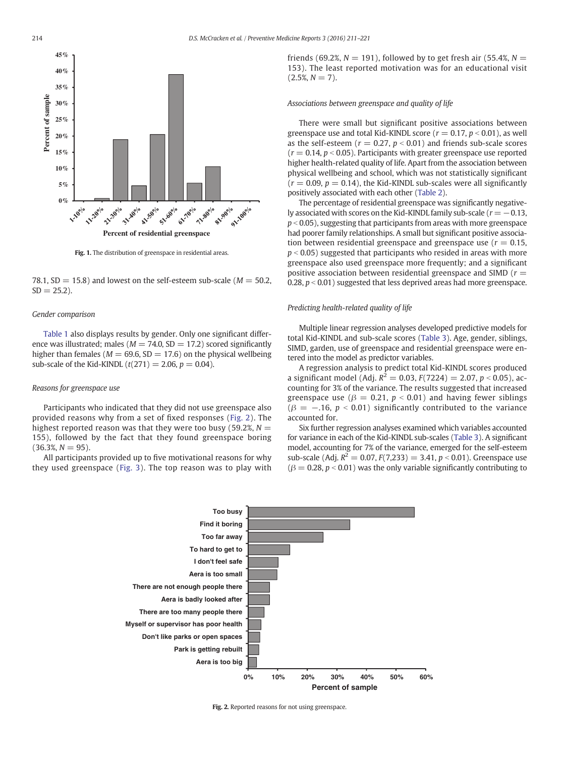Fig. 1. The distribution of greenspace in residential areas.

78.1, SD = 15.8) and lowest on the self-esteem sub-scale ($M = 50.2$, SD = 25.2).

*Gender comparison*

Table 1 also displays results by gender. Only one significant difference was illustrated; males ($M = 74.0$, SD = 17.2) scored significantly higher than females ($M = 69.6$, SD = 17.6) on the physical wellbeing sub-scale of the Kid-KINDL ($t(271) = 2.06$, $p = 0.04$).

*Reasons for greenspace use*

Participants who indicated that they did not use greenspace also provided reasons why from a set of fixed responses (Fig. 2). The highest reported reason was that they were too busy (59.2%, $N = 155$), followed by the fact that they found greenspace boring (36.3%, $N = 95$).

All participants provided up to five motivational reasons for why they used greenspace (Fig. 3). The top reason was to play with friends (69.2%, $N = 191$), followed by to get fresh air (55.4%, $N = 153$). The least reported motivation was for an educational visit (2.5%, $N = 7$).

*Associations between greenspace and quality of life*

There were small but significant positive associations between greenspace use and total Kid-KINDL score ($r = 0.17$, $p < 0.01$), as well as the self-esteem ($r = 0.27$, $p < 0.01$) and friends sub-scale scores ($r = 0.14$, $p < 0.05$). Participants with greater greenspace use reported higher health-related quality of life. Apart from the association between physical wellbeing and school, which was not statistically significant ($r = 0.09$, $p = 0.14$), the Kid-KINDL sub-scales were all significantly positively associated with each other (Table 2).

The percentage of residential greenspace was significantly negatively associated with scores on the Kid-KINDL family sub-scale ($r = -0.13$, $p < 0.05$), suggesting that participants from areas with more greenspace had poorer family relationships. A small but significant positive association between residential greenspace and greenspace use ($r = 0.15$, $p < 0.05$) suggested that participants who resided in areas with more greenspace also used greenspace more frequently; and a significant positive association between residential greenspace and SIMD ($r = 0.28$, $p < 0.01$) suggested that less deprived areas had more greenspace.

*Predicting health-related quality of life*

Multiple linear regression analyses developed predictive models for total Kid-KINDL and sub-scale scores (Table 3). Age, gender, siblings, SIMD, garden, use of greenspace and residential greenspace were entered into the model as predictor variables.

A regression analysis to predict total Kid-KINDL scores produced a significant model (Adj. $R^2 = 0.03$, $F(7224) = 2.07$, $p < 0.05$), accounting for 3% of the variance. The results suggested that increased greenspace use ($\beta = 0.21$, $p < 0.01$) and having fewer siblings ($\beta = -.16$, $p < 0.01$) significantly contributed to the variance accounted for.

Six further regression analyses examined which variables accounted for variance in each of the Kid-KINDL sub-scales (Table 3). A significant model, accounting for 7% of the variance, emerged for the self-esteem sub-scale (Adj. $R^2 = 0.07$, $F(7,233) = 3.41$, $p < 0.01$). Greenspace use ($\beta = 0.28$, $p < 0.01$) was the only variable significantly contributing to

Fig. 2. Reported reasons for not using greenspace.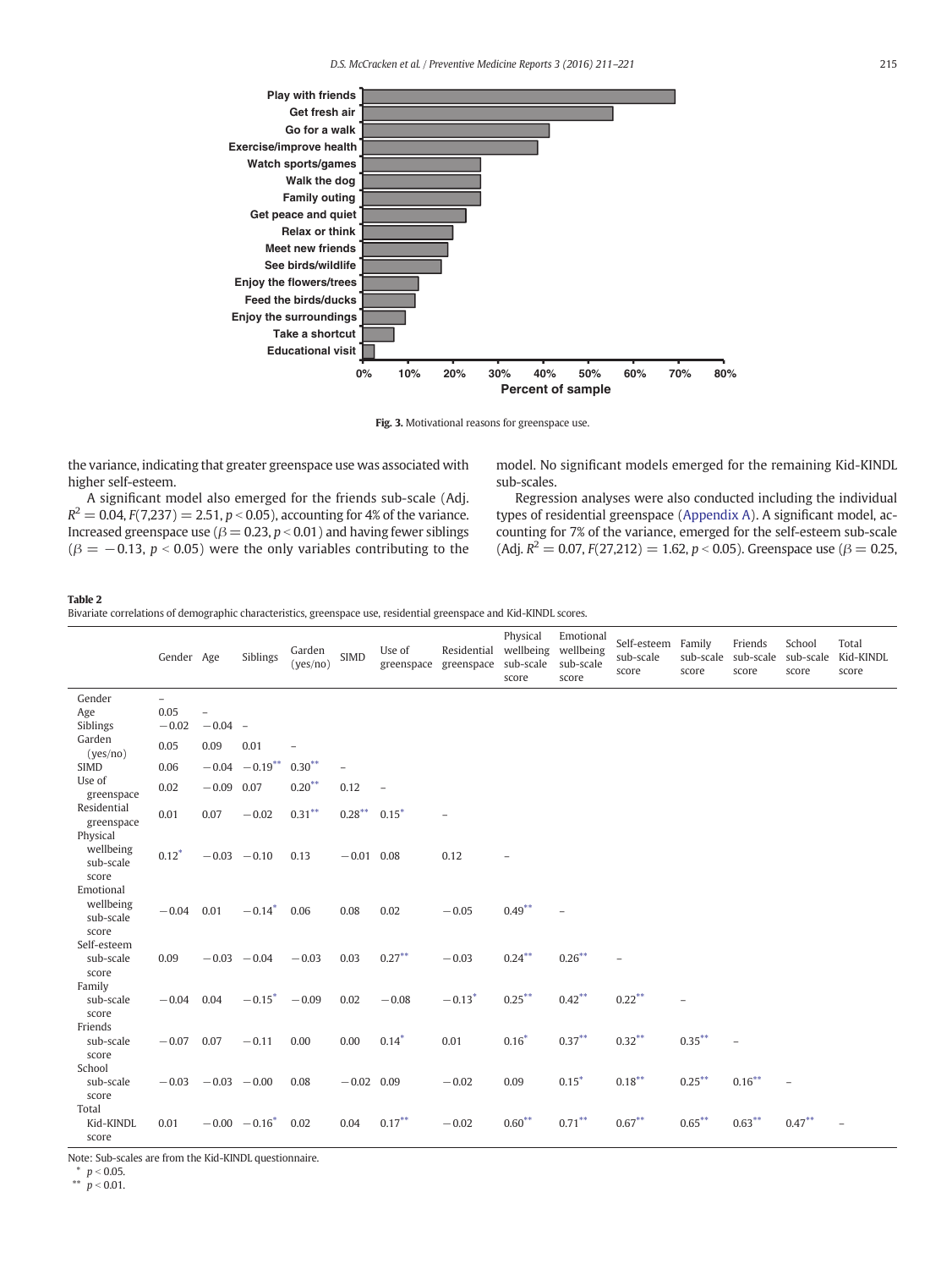Fig. 3. Motivational reasons for greenspace use.

the variance, indicating that greater greenspace use was associated with higher self-esteem.

A significant model also emerged for the friends sub-scale (Adj. $R^2 = 0.04$, $F(7,237) = 2.51$, $p < 0.05$), accounting for 4% of the variance. Increased greenspace use ($\beta = 0.23$, $p < 0.01$) and having fewer siblings ($\beta = -0.13$, $p < 0.05$) were the only variables contributing to the model. No significant models emerged for the remaining Kid-KINDL sub-scales.

Regression analyses were also conducted including the individual types of residential greenspace (Appendix A). A significant model, accounting for 7% of the variance, emerged for the self-esteem sub-scale (Adj. $R^2 = 0.07$, $F(27,212) = 1.62$, $p < 0.05$). Greenspace use ($\beta = 0.25$,

**Table 2**
Bivariate correlations of demographic characteristics, greenspace use, residential greenspace and Kid-KINDL scores.

| | Gender | Age | Siblings | Garden (yes/no) | SIMD | Use of greenspace | Residential greenspace | Physical wellbeing sub-scale score | Emotional wellbeing sub-scale score | Self-esteem sub-scale score | Family sub-scale score | Friends sub-scale score | School sub-scale score | Total Kid-KINDL score |
|---|---|---|---|---|---|---|---|---|---|---|---|---|---|---|
| Gender | – | | | | | | | | | | | | | |
| Age | 0.05 | – | | | | | | | | | | | | |
| Siblings | −0.02 | −0.04 | – | | | | | | | | | | | |
| Garden (yes/no) | 0.05 | 0.09 | 0.01 | – | | | | | | | | | | |
| SIMD | 0.06 | −0.04 | −0.19** | 0.30** | – | | | | | | | | | |
| Use of greenspace | 0.02 | −0.09 | 0.07 | 0.20** | 0.12 | – | | | | | | | | |
| Residential greenspace | 0.01 | 0.07 | −0.02 | 0.31** | 0.28** | 0.15* | – | | | | | | | |
| Physical wellbeing sub-scale score | 0.12* | −0.03 | −0.10 | 0.13 | −0.01 | 0.08 | 0.12 | – | | | | | | |
| Emotional wellbeing sub-scale score | −0.04 | 0.01 | −0.14* | 0.06 | 0.08 | 0.02 | −0.05 | 0.49** | – | | | | | |
| Self-esteem sub-scale score | 0.09 | −0.03 | −0.04 | −0.03 | 0.03 | 0.27** | −0.03 | 0.24** | 0.26** | – | | | | |
| Family sub-scale score | −0.04 | 0.04 | −0.15* | −0.09 | 0.02 | −0.08 | −0.13* | 0.25** | 0.42** | 0.22** | – | | | |
| Friends sub-scale score | −0.07 | 0.07 | −0.11 | 0.00 | 0.00 | 0.14* | 0.01 | 0.16* | 0.37** | 0.32** | 0.35** | – | | |
| School sub-scale score | −0.03 | −0.03 | −0.00 | 0.08 | −0.02 | 0.09 | −0.02 | 0.09 | 0.15* | 0.18** | 0.25** | 0.16** | – | |
| Total Kid-KINDL score | 0.01 | −0.00 | −0.16* | 0.02 | 0.04 | 0.17** | −0.02 | 0.60** | 0.71** | 0.67** | 0.65** | 0.63** | 0.47** | – |

Note: Sub-scales are from the Kid-KINDL questionnaire.
* $p < 0.05$.
** $p < 0.01$.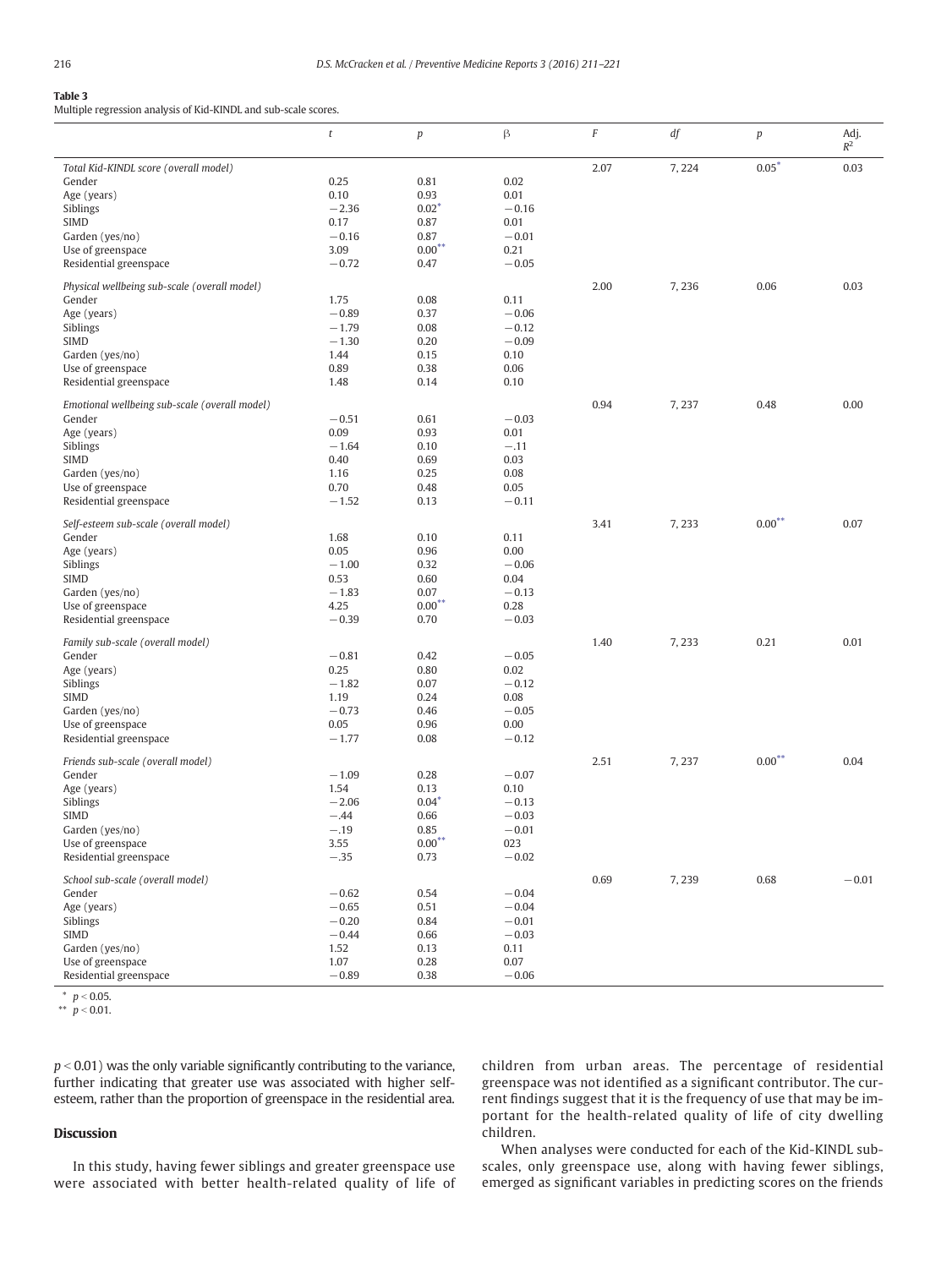**Table 3**
Multiple regression analysis of Kid-KINDL and sub-scale scores.

| | $t$ | $p$ | β | $F$ | $df$ | $p$ | Adj. $R^2$ |
|---|---|---|---|---|---|---|---|
| *Total Kid-KINDL score (overall model)* | | | | 2.07 | 7, 224 | 0.05* | 0.03 |
| Gender | 0.25 | 0.81 | 0.02 | | | | |
| Age (years) | 0.10 | 0.93 | 0.01 | | | | |
| Siblings | −2.36 | 0.02* | −0.16 | | | | |
| SIMD | 0.17 | 0.87 | 0.01 | | | | |
| Garden (yes/no) | −0.16 | 0.87 | −0.01 | | | | |
| Use of greenspace | 3.09 | 0.00** | 0.21 | | | | |
| Residential greenspace | −0.72 | 0.47 | −0.05 | | | | |
| *Physical wellbeing sub-scale (overall model)* | | | | 2.00 | 7, 236 | 0.06 | 0.03 |
| Gender | 1.75 | 0.08 | 0.11 | | | | |
| Age (years) | −0.89 | 0.37 | −0.06 | | | | |
| Siblings | −1.79 | 0.08 | −0.12 | | | | |
| SIMD | −1.30 | 0.20 | −0.09 | | | | |
| Garden (yes/no) | 1.44 | 0.15 | 0.10 | | | | |
| Use of greenspace | 0.89 | 0.38 | 0.06 | | | | |
| Residential greenspace | 1.48 | 0.14 | 0.10 | | | | |
| *Emotional wellbeing sub-scale (overall model)* | | | | 0.94 | 7, 237 | 0.48 | 0.00 |
| Gender | −0.51 | 0.61 | −0.03 | | | | |
| Age (years) | 0.09 | 0.93 | 0.01 | | | | |
| Siblings | −1.64 | 0.10 | −.11 | | | | |
| SIMD | 0.40 | 0.69 | 0.03 | | | | |
| Garden (yes/no) | 1.16 | 0.25 | 0.08 | | | | |
| Use of greenspace | 0.70 | 0.48 | 0.05 | | | | |
| Residential greenspace | −1.52 | 0.13 | −0.11 | | | | |
| *Self-esteem sub-scale (overall model)* | | | | 3.41 | 7, 233 | 0.00** | 0.07 |
| Gender | 1.68 | 0.10 | 0.11 | | | | |
| Age (years) | 0.05 | 0.96 | 0.00 | | | | |
| Siblings | −1.00 | 0.32 | −0.06 | | | | |
| SIMD | 0.53 | 0.60 | 0.04 | | | | |
| Garden (yes/no) | −1.83 | 0.07 | −0.13 | | | | |
| Use of greenspace | 4.25 | 0.00** | 0.28 | | | | |
| Residential greenspace | −0.39 | 0.70 | −0.03 | | | | |
| *Family sub-scale (overall model)* | | | | 1.40 | 7, 233 | 0.21 | 0.01 |
| Gender | −0.81 | 0.42 | −0.05 | | | | |
| Age (years) | 0.25 | 0.80 | 0.02 | | | | |
| Siblings | −1.82 | 0.07 | −0.12 | | | | |
| SIMD | 1.19 | 0.24 | 0.08 | | | | |
| Garden (yes/no) | −0.73 | 0.46 | −0.05 | | | | |
| Use of greenspace | 0.05 | 0.96 | 0.00 | | | | |
| Residential greenspace | −1.77 | 0.08 | −0.12 | | | | |
| *Friends sub-scale (overall model)* | | | | 2.51 | 7, 237 | 0.00** | 0.04 |
| Gender | −1.09 | 0.28 | −0.07 | | | | |
| Age (years) | 1.54 | 0.13 | 0.10 | | | | |
| Siblings | −2.06 | 0.04* | −0.13 | | | | |
| SIMD | −.44 | 0.66 | −0.03 | | | | |
| Garden (yes/no) | −.19 | 0.85 | −0.01 | | | | |
| Use of greenspace | 3.55 | 0.00** | 023 | | | | |
| Residential greenspace | −.35 | 0.73 | −0.02 | | | | |
| *School sub-scale (overall model)* | | | | 0.69 | 7, 239 | 0.68 | −0.01 |
| Gender | −0.62 | 0.54 | −0.04 | | | | |
| Age (years) | −0.65 | 0.51 | −0.04 | | | | |
| Siblings | −0.20 | 0.84 | −0.01 | | | | |
| SIMD | −0.44 | 0.66 | −0.03 | | | | |
| Garden (yes/no) | 1.52 | 0.13 | 0.11 | | | | |
| Use of greenspace | 1.07 | 0.28 | 0.07 | | | | |
| Residential greenspace | −0.89 | 0.38 | −0.06 | | | | |

\* $p < 0.05$.
\*\* $p < 0.01$.

$p < 0.01$) was the only variable significantly contributing to the variance, further indicating that greater use was associated with higher self-esteem, rather than the proportion of greenspace in the residential area.

## Discussion

In this study, having fewer siblings and greater greenspace use were associated with better health-related quality of life of children from urban areas. The percentage of residential greenspace was not identified as a significant contributor. The current findings suggest that it is the frequency of use that may be important for the health-related quality of life of city dwelling children.

When analyses were conducted for each of the Kid-KINDL sub-scales, only greenspace use, along with having fewer siblings, emerged as significant variables in predicting scores on the friends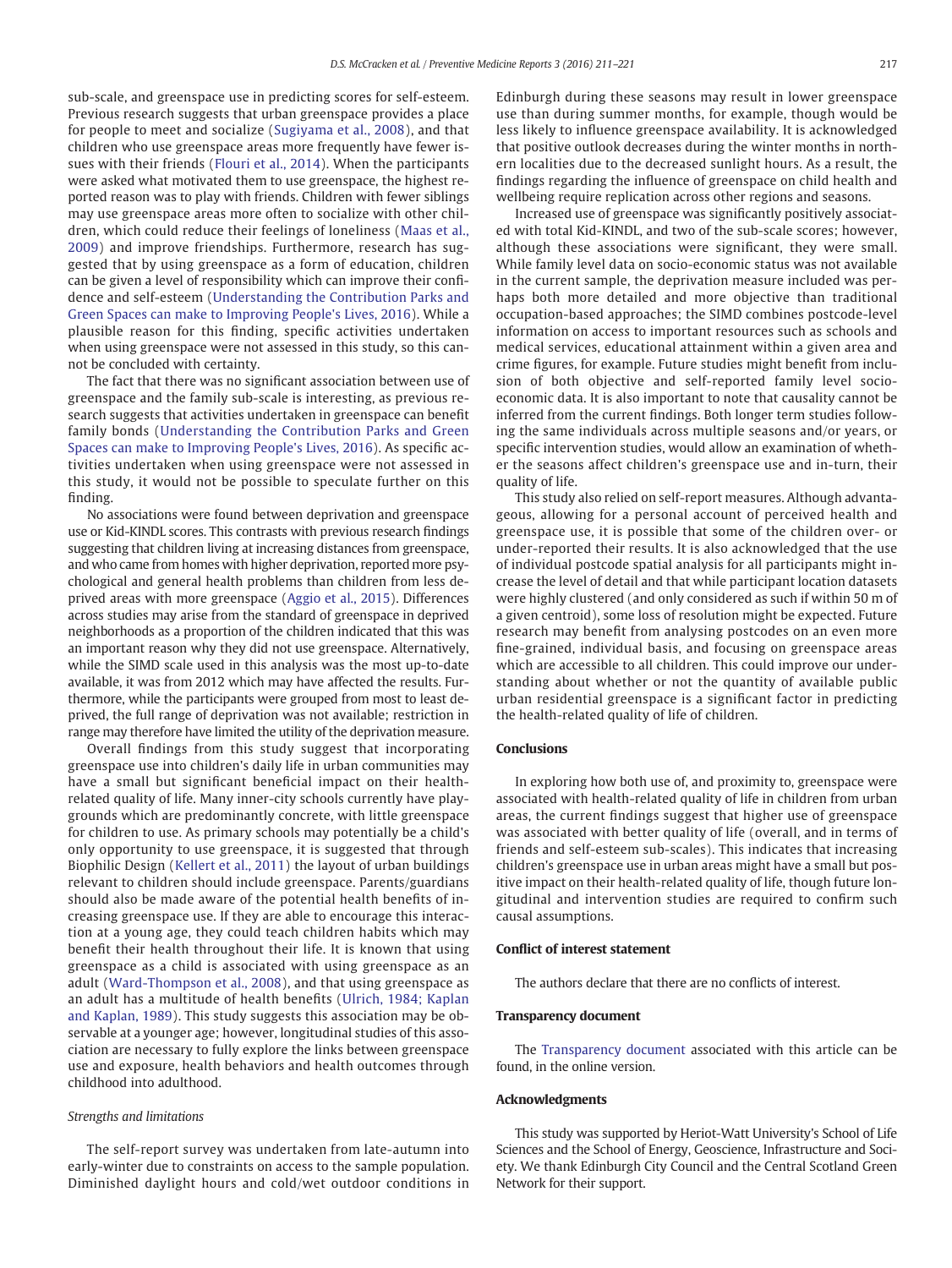sub-scale, and greenspace use in predicting scores for self-esteem. Previous research suggests that urban greenspace provides a place for people to meet and socialize (Sugiyama et al., 2008), and that children who use greenspace areas more frequently have fewer issues with their friends (Flouri et al., 2014). When the participants were asked what motivated them to use greenspace, the highest reported reason was to play with friends. Children with fewer siblings may use greenspace areas more often to socialize with other children, which could reduce their feelings of loneliness (Maas et al., 2009) and improve friendships. Furthermore, research has suggested that by using greenspace as a form of education, children can be given a level of responsibility which can improve their confidence and self-esteem (Understanding the Contribution Parks and Green Spaces can make to Improving People's Lives, 2016). While a plausible reason for this finding, specific activities undertaken when using greenspace were not assessed in this study, so this cannot be concluded with certainty.

The fact that there was no significant association between use of greenspace and the family sub-scale is interesting, as previous research suggests that activities undertaken in greenspace can benefit family bonds (Understanding the Contribution Parks and Green Spaces can make to Improving People's Lives, 2016). As specific activities undertaken when using greenspace were not assessed in this study, it would not be possible to speculate further on this finding.

No associations were found between deprivation and greenspace use or Kid-KINDL scores. This contrasts with previous research findings suggesting that children living at increasing distances from greenspace, and who came from homes with higher deprivation, reported more psychological and general health problems than children from less deprived areas with more greenspace (Aggio et al., 2015). Differences across studies may arise from the standard of greenspace in deprived neighborhoods as a proportion of the children indicated that this was an important reason why they did not use greenspace. Alternatively, while the SIMD scale used in this analysis was the most up-to-date available, it was from 2012 which may have affected the results. Furthermore, while the participants were grouped from most to least deprived, the full range of deprivation was not available; restriction in range may therefore have limited the utility of the deprivation measure.

Overall findings from this study suggest that incorporating greenspace use into children's daily life in urban communities may have a small but significant beneficial impact on their health-related quality of life. Many inner-city schools currently have playgrounds which are predominantly concrete, with little greenspace for children to use. As primary schools may potentially be a child's only opportunity to use greenspace, it is suggested that through Biophilic Design (Kellert et al., 2011) the layout of urban buildings relevant to children should include greenspace. Parents/guardians should also be made aware of the potential health benefits of increasing greenspace use. If they are able to encourage this interaction at a young age, they could teach children habits which may benefit their health throughout their life. It is known that using greenspace as a child is associated with using greenspace as an adult (Ward-Thompson et al., 2008), and that using greenspace as an adult has a multitude of health benefits (Ulrich, 1984; Kaplan and Kaplan, 1989). This study suggests this association may be observable at a younger age; however, longitudinal studies of this association are necessary to fully explore the links between greenspace use and exposure, health behaviors and health outcomes through childhood into adulthood.

### *Strengths and limitations*

The self-report survey was undertaken from late-autumn into early-winter due to constraints on access to the sample population. Diminished daylight hours and cold/wet outdoor conditions in Edinburgh during these seasons may result in lower greenspace use than during summer months, for example, though would be less likely to influence greenspace availability. It is acknowledged that positive outlook decreases during the winter months in northern localities due to the decreased sunlight hours. As a result, the findings regarding the influence of greenspace on child health and wellbeing require replication across other regions and seasons.

Increased use of greenspace was significantly positively associated with total Kid-KINDL, and two of the sub-scale scores; however, although these associations were significant, they were small. While family level data on socio-economic status was not available in the current sample, the deprivation measure included was perhaps both more detailed and more objective than traditional occupation-based approaches; the SIMD combines postcode-level information on access to important resources such as schools and medical services, educational attainment within a given area and crime figures, for example. Future studies might benefit from inclusion of both objective and self-reported family level socio-economic data. It is also important to note that causality cannot be inferred from the current findings. Both longer term studies following the same individuals across multiple seasons and/or years, or specific intervention studies, would allow an examination of whether the seasons affect children's greenspace use and in-turn, their quality of life.

This study also relied on self-report measures. Although advantageous, allowing for a personal account of perceived health and greenspace use, it is possible that some of the children over- or under-reported their results. It is also acknowledged that the use of individual postcode spatial analysis for all participants might increase the level of detail and that while participant location datasets were highly clustered (and only considered as such if within 50 m of a given centroid), some loss of resolution might be expected. Future research may benefit from analysing postcodes on an even more fine-grained, individual basis, and focusing on greenspace areas which are accessible to all children. This could improve our understanding about whether or not the quantity of available public urban residential greenspace is a significant factor in predicting the health-related quality of life of children.

## Conclusions

In exploring how both use of, and proximity to, greenspace were associated with health-related quality of life in children from urban areas, the current findings suggest that higher use of greenspace was associated with better quality of life (overall, and in terms of friends and self-esteem sub-scales). This indicates that increasing children's greenspace use in urban areas might have a small but positive impact on their health-related quality of life, though future longitudinal and intervention studies are required to confirm such causal assumptions.

## Conflict of interest statement

The authors declare that there are no conflicts of interest.

## Transparency document

The Transparency document associated with this article can be found, in the online version.

## Acknowledgments

This study was supported by Heriot-Watt University's School of Life Sciences and the School of Energy, Geoscience, Infrastructure and Society. We thank Edinburgh City Council and the Central Scotland Green Network for their support.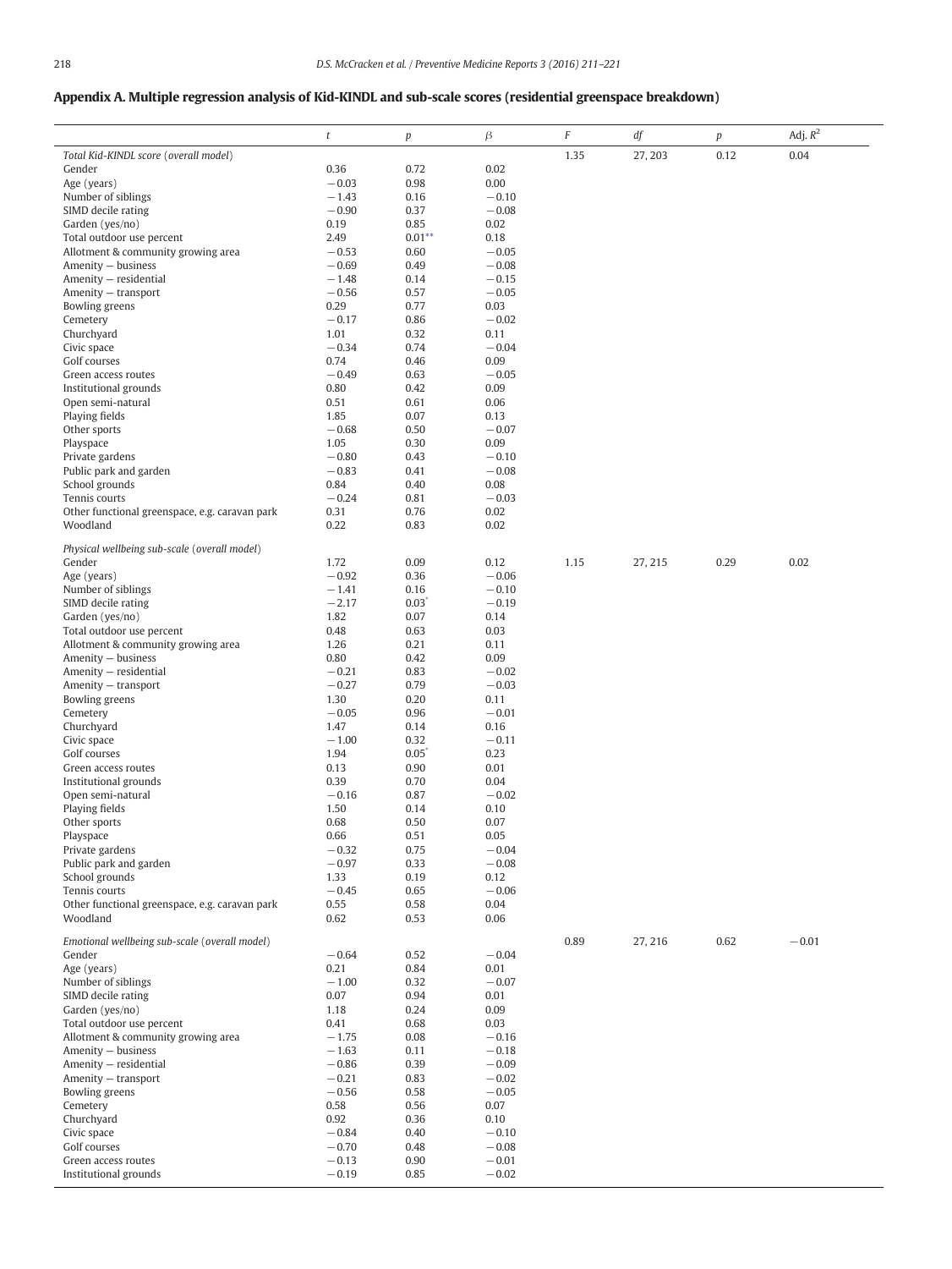## Appendix A. Multiple regression analysis of Kid-KINDL and sub-scale scores (residential greenspace breakdown)

| | $t$ | $p$ | $\beta$ | $F$ | $df$ | $p$ | Adj. $R^2$ |
|---|---|---|---|---|---|---|---|
| *Total Kid-KINDL score (overall model)* | | | | 1.35 | 27, 203 | 0.12 | 0.04 |
| Gender | 0.36 | 0.72 | 0.02 | | | | |
| Age (years) | −0.03 | 0.98 | 0.00 | | | | |
| Number of siblings | −1.43 | 0.16 | −0.10 | | | | |
| SIMD decile rating | −0.90 | 0.37 | −0.08 | | | | |
| Garden (yes/no) | 0.19 | 0.85 | 0.02 | | | | |
| Total outdoor use percent | 2.49 | 0.01** | 0.18 | | | | |
| Allotment & community growing area | −0.53 | 0.60 | −0.05 | | | | |
| Amenity − business | −0.69 | 0.49 | −0.08 | | | | |
| Amenity − residential | −1.48 | 0.14 | −0.15 | | | | |
| Amenity − transport | −0.56 | 0.57 | −0.05 | | | | |
| Bowling greens | 0.29 | 0.77 | 0.03 | | | | |
| Cemetery | −0.17 | 0.86 | −0.02 | | | | |
| Churchyard | 1.01 | 0.32 | 0.11 | | | | |
| Civic space | −0.34 | 0.74 | −0.04 | | | | |
| Golf courses | 0.74 | 0.46 | 0.09 | | | | |
| Green access routes | −0.49 | 0.63 | −0.05 | | | | |
| Institutional grounds | 0.80 | 0.42 | 0.09 | | | | |
| Open semi-natural | 0.51 | 0.61 | 0.06 | | | | |
| Playing fields | 1.85 | 0.07 | 0.13 | | | | |
| Other sports | −0.68 | 0.50 | −0.07 | | | | |
| Playspace | 1.05 | 0.30 | 0.09 | | | | |
| Private gardens | −0.80 | 0.43 | −0.10 | | | | |
| Public park and garden | −0.83 | 0.41 | −0.08 | | | | |
| School grounds | 0.84 | 0.40 | 0.08 | | | | |
| Tennis courts | −0.24 | 0.81 | −0.03 | | | | |
| Other functional greenspace, e.g. caravan park | 0.31 | 0.76 | 0.02 | | | | |
| Woodland | 0.22 | 0.83 | 0.02 | | | | |
| *Physical wellbeing sub-scale (overall model)* | | | | | | | |
| Gender | 1.72 | 0.09 | 0.12 | 1.15 | 27, 215 | 0.29 | 0.02 |
| Age (years) | −0.92 | 0.36 | −0.06 | | | | |
| Number of siblings | −1.41 | 0.16 | −0.10 | | | | |
| SIMD decile rating | −2.17 | 0.03* | −0.19 | | | | |
| Garden (yes/no) | 1.82 | 0.07 | 0.14 | | | | |
| Total outdoor use percent | 0.48 | 0.63 | 0.03 | | | | |
| Allotment & community growing area | 1.26 | 0.21 | 0.11 | | | | |
| Amenity − business | 0.80 | 0.42 | 0.09 | | | | |
| Amenity − residential | −0.21 | 0.83 | −0.02 | | | | |
| Amenity − transport | −0.27 | 0.79 | −0.03 | | | | |
| Bowling greens | 1.30 | 0.20 | 0.11 | | | | |
| Cemetery | −0.05 | 0.96 | −0.01 | | | | |
| Churchyard | 1.47 | 0.14 | 0.16 | | | | |
| Civic space | −1.00 | 0.32 | −0.11 | | | | |
| Golf courses | 1.94 | 0.05* | 0.23 | | | | |
| Green access routes | 0.13 | 0.90 | 0.01 | | | | |
| Institutional grounds | 0.39 | 0.70 | 0.04 | | | | |
| Open semi-natural | −0.16 | 0.87 | −0.02 | | | | |
| Playing fields | 1.50 | 0.14 | 0.10 | | | | |
| Other sports | 0.68 | 0.50 | 0.07 | | | | |
| Playspace | 0.66 | 0.51 | 0.05 | | | | |
| Private gardens | −0.32 | 0.75 | −0.04 | | | | |
| Public park and garden | −0.97 | 0.33 | −0.08 | | | | |
| School grounds | 1.33 | 0.19 | 0.12 | | | | |
| Tennis courts | −0.45 | 0.65 | −0.06 | | | | |
| Other functional greenspace, e.g. caravan park | 0.55 | 0.58 | 0.04 | | | | |
| Woodland | 0.62 | 0.53 | 0.06 | | | | |
| *Emotional wellbeing sub-scale (overall model)* | | | | 0.89 | 27, 216 | 0.62 | −0.01 |
| Gender | −0.64 | 0.52 | −0.04 | | | | |
| Age (years) | 0.21 | 0.84 | 0.01 | | | | |
| Number of siblings | −1.00 | 0.32 | −0.07 | | | | |
| SIMD decile rating | 0.07 | 0.94 | 0.01 | | | | |
| Garden (yes/no) | 1.18 | 0.24 | 0.09 | | | | |
| Total outdoor use percent | 0.41 | 0.68 | 0.03 | | | | |
| Allotment & community growing area | −1.75 | 0.08 | −0.16 | | | | |
| Amenity − business | −1.63 | 0.11 | −0.18 | | | | |
| Amenity − residential | −0.86 | 0.39 | −0.09 | | | | |
| Amenity − transport | −0.21 | 0.83 | −0.02 | | | | |
| Bowling greens | −0.56 | 0.58 | −0.05 | | | | |
| Cemetery | 0.58 | 0.56 | 0.07 | | | | |
| Churchyard | 0.92 | 0.36 | 0.10 | | | | |
| Civic space | −0.84 | 0.40 | −0.10 | | | | |
| Golf courses | −0.70 | 0.48 | −0.08 | | | | |
| Green access routes | −0.13 | 0.90 | −0.01 | | | | |
| Institutional grounds | −0.19 | 0.85 | −0.02 | | | | |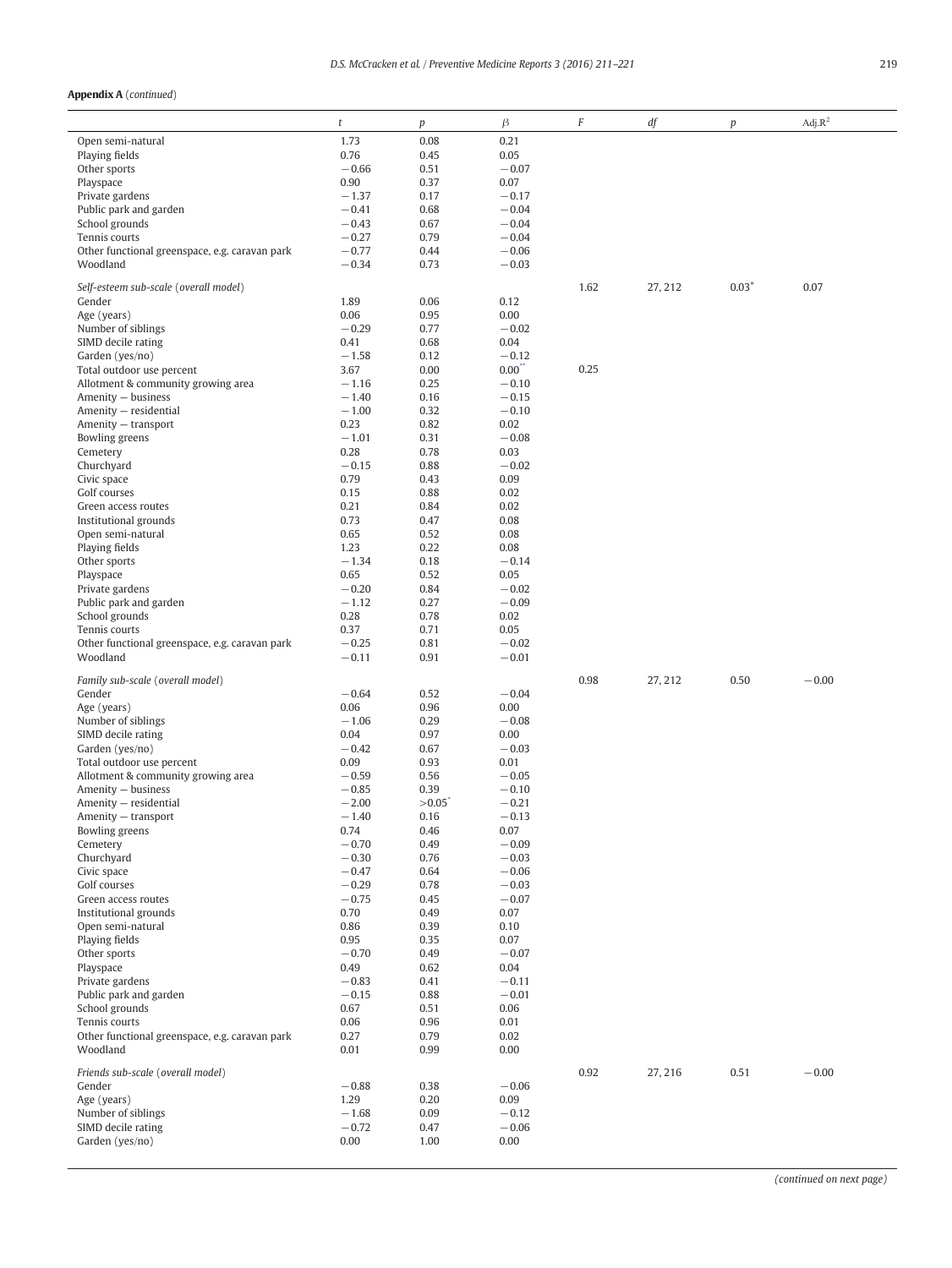**Appendix A** (*continued*)

| | $t$ | $p$ | $\beta$ | $F$ | $df$ | $p$ | Adj.$R^2$ |
|---|---|---|---|---|---|---|---|
| Open semi-natural | 1.73 | 0.08 | 0.21 | | | | |
| Playing fields | 0.76 | 0.45 | 0.05 | | | | |
| Other sports | −0.66 | 0.51 | −0.07 | | | | |
| Playspace | 0.90 | 0.37 | 0.07 | | | | |
| Private gardens | −1.37 | 0.17 | −0.17 | | | | |
| Public park and garden | −0.41 | 0.68 | −0.04 | | | | |
| School grounds | −0.43 | 0.67 | −0.04 | | | | |
| Tennis courts | −0.27 | 0.79 | −0.04 | | | | |
| Other functional greenspace, e.g. caravan park | −0.77 | 0.44 | −0.06 | | | | |
| Woodland | −0.34 | 0.73 | −0.03 | | | | |
| *Self-esteem sub-scale (overall model)* | | | | 1.62 | 27, 212 | 0.03* | 0.07 |
| Gender | 1.89 | 0.06 | 0.12 | | | | |
| Age (years) | 0.06 | 0.95 | 0.00 | | | | |
| Number of siblings | −0.29 | 0.77 | −0.02 | | | | |
| SIMD decile rating | 0.41 | 0.68 | 0.04 | | | | |
| Garden (yes/no) | −1.58 | 0.12 | −0.12 | | | | |
| Total outdoor use percent | 3.67 | 0.00 | 0.00** | 0.25 | | | |
| Allotment & community growing area | −1.16 | 0.25 | −0.10 | | | | |
| Amenity – business | −1.40 | 0.16 | −0.15 | | | | |
| Amenity – residential | −1.00 | 0.32 | −0.10 | | | | |
| Amenity – transport | 0.23 | 0.82 | 0.02 | | | | |
| Bowling greens | −1.01 | 0.31 | −0.08 | | | | |
| Cemetery | 0.28 | 0.78 | 0.03 | | | | |
| Churchyard | −0.15 | 0.88 | −0.02 | | | | |
| Civic space | 0.79 | 0.43 | 0.09 | | | | |
| Golf courses | 0.15 | 0.88 | 0.02 | | | | |
| Green access routes | 0.21 | 0.84 | 0.02 | | | | |
| Institutional grounds | 0.73 | 0.47 | 0.08 | | | | |
| Open semi-natural | 0.65 | 0.52 | 0.08 | | | | |
| Playing fields | 1.23 | 0.22 | 0.08 | | | | |
| Other sports | −1.34 | 0.18 | −0.14 | | | | |
| Playspace | 0.65 | 0.52 | 0.05 | | | | |
| Private gardens | −0.20 | 0.84 | −0.02 | | | | |
| Public park and garden | −1.12 | 0.27 | −0.09 | | | | |
| School grounds | 0.28 | 0.78 | 0.02 | | | | |
| Tennis courts | 0.37 | 0.71 | 0.05 | | | | |
| Other functional greenspace, e.g. caravan park | −0.25 | 0.81 | −0.02 | | | | |
| Woodland | −0.11 | 0.91 | −0.01 | | | | |
| *Family sub-scale (overall model)* | | | | 0.98 | 27, 212 | 0.50 | −0.00 |
| Gender | −0.64 | 0.52 | −0.04 | | | | |
| Age (years) | 0.06 | 0.96 | 0.00 | | | | |
| Number of siblings | −1.06 | 0.29 | −0.08 | | | | |
| SIMD decile rating | 0.04 | 0.97 | 0.00 | | | | |
| Garden (yes/no) | −0.42 | 0.67 | −0.03 | | | | |
| Total outdoor use percent | 0.09 | 0.93 | 0.01 | | | | |
| Allotment & community growing area | −0.59 | 0.56 | −0.05 | | | | |
| Amenity – business | −0.85 | 0.39 | −0.10 | | | | |
| Amenity – residential | −2.00 | >0.05* | −0.21 | | | | |
| Amenity – transport | −1.40 | 0.16 | −0.13 | | | | |
| Bowling greens | 0.74 | 0.46 | 0.07 | | | | |
| Cemetery | −0.70 | 0.49 | −0.09 | | | | |
| Churchyard | −0.30 | 0.76 | −0.03 | | | | |
| Civic space | −0.47 | 0.64 | −0.06 | | | | |
| Golf courses | −0.29 | 0.78 | −0.03 | | | | |
| Green access routes | −0.75 | 0.45 | −0.07 | | | | |
| Institutional grounds | 0.70 | 0.49 | 0.07 | | | | |
| Open semi-natural | 0.86 | 0.39 | 0.10 | | | | |
| Playing fields | 0.95 | 0.35 | 0.07 | | | | |
| Other sports | −0.70 | 0.49 | −0.07 | | | | |
| Playspace | 0.49 | 0.62 | 0.04 | | | | |
| Private gardens | −0.83 | 0.41 | −0.11 | | | | |
| Public park and garden | −0.15 | 0.88 | −0.01 | | | | |
| School grounds | 0.67 | 0.51 | 0.06 | | | | |
| Tennis courts | 0.06 | 0.96 | 0.01 | | | | |
| Other functional greenspace, e.g. caravan park | 0.27 | 0.79 | 0.02 | | | | |
| Woodland | 0.01 | 0.99 | 0.00 | | | | |
| *Friends sub-scale (overall model)* | | | | 0.92 | 27, 216 | 0.51 | −0.00 |
| Gender | −0.88 | 0.38 | −0.06 | | | | |
| Age (years) | 1.29 | 0.20 | 0.09 | | | | |
| Number of siblings | −1.68 | 0.09 | −0.12 | | | | |
| SIMD decile rating | −0.72 | 0.47 | −0.06 | | | | |
| Garden (yes/no) | 0.00 | 1.00 | 0.00 | | | | |

(*continued on next page*)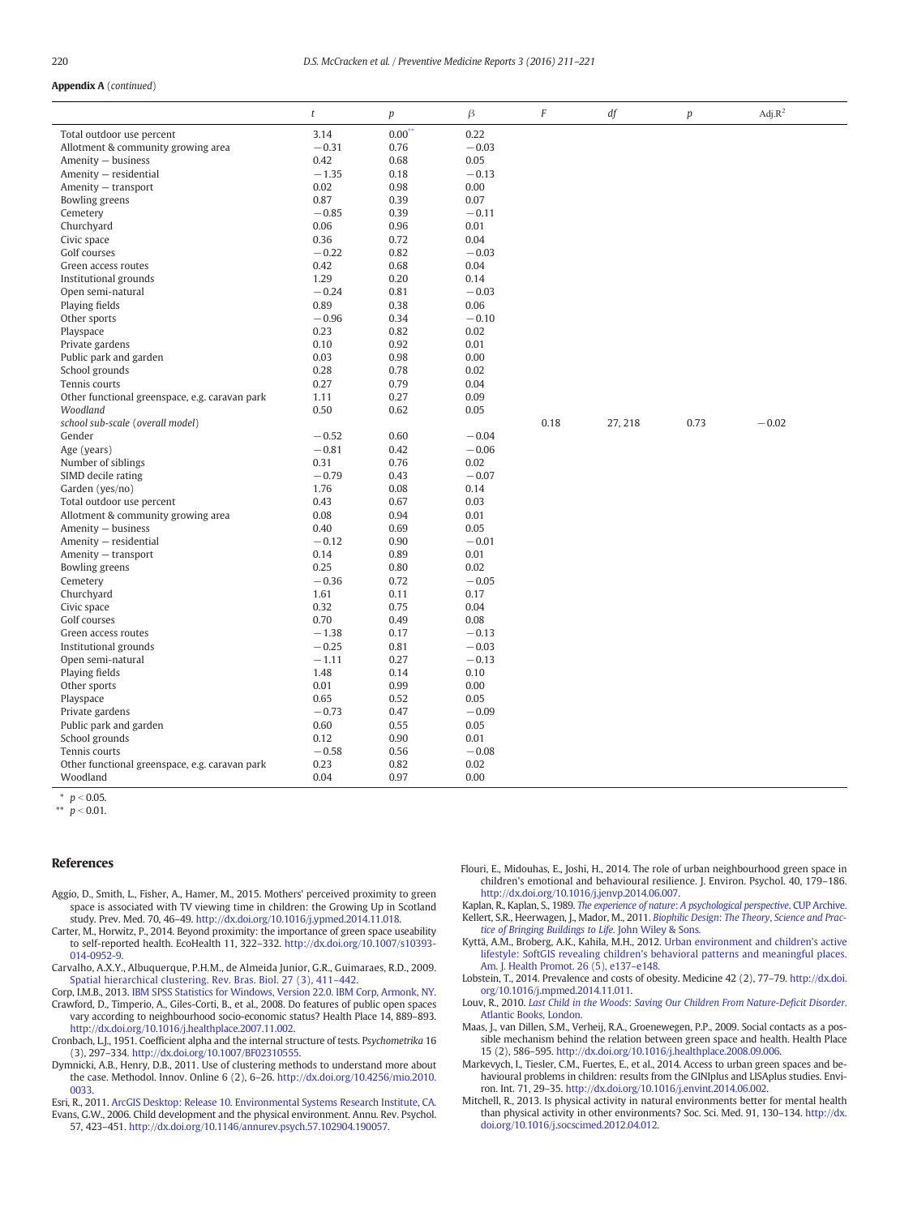**Appendix A** (*continued*)

| | $t$ | $p$ | $\beta$ | $F$ | $df$ | $p$ | Adj.$R^2$ |
|---|---|---|---|---|---|---|---|
| Total outdoor use percent | 3.14 | 0.00** | 0.22 | | | | |
| Allotment & community growing area | −0.31 | 0.76 | −0.03 | | | | |
| Amenity − business | 0.42 | 0.68 | 0.05 | | | | |
| Amenity − residential | −1.35 | 0.18 | −0.13 | | | | |
| Amenity − transport | 0.02 | 0.98 | 0.00 | | | | |
| Bowling greens | 0.87 | 0.39 | 0.07 | | | | |
| Cemetery | −0.85 | 0.39 | −0.11 | | | | |
| Churchyard | 0.06 | 0.96 | 0.01 | | | | |
| Civic space | 0.36 | 0.72 | 0.04 | | | | |
| Golf courses | −0.22 | 0.82 | −0.03 | | | | |
| Green access routes | 0.42 | 0.68 | 0.04 | | | | |
| Institutional grounds | 1.29 | 0.20 | 0.14 | | | | |
| Open semi-natural | −0.24 | 0.81 | −0.03 | | | | |
| Playing fields | 0.89 | 0.38 | 0.06 | | | | |
| Other sports | −0.96 | 0.34 | −0.10 | | | | |
| Playspace | 0.23 | 0.82 | 0.02 | | | | |
| Private gardens | 0.10 | 0.92 | 0.01 | | | | |
| Public park and garden | 0.03 | 0.98 | 0.00 | | | | |
| School grounds | 0.28 | 0.78 | 0.02 | | | | |
| Tennis courts | 0.27 | 0.79 | 0.04 | | | | |
| Other functional greenspace, e.g. caravan park | 1.11 | 0.27 | 0.09 | | | | |
| Woodland | 0.50 | 0.62 | 0.05 | | | | |
| *school sub-scale (overall model)* | | | | 0.18 | 27, 218 | 0.73 | −0.02 |
| Gender | −0.52 | 0.60 | −0.04 | | | | |
| Age (years) | −0.81 | 0.42 | −0.06 | | | | |
| Number of siblings | 0.31 | 0.76 | 0.02 | | | | |
| SIMD decile rating | −0.79 | 0.43 | −0.07 | | | | |
| Garden (yes/no) | 1.76 | 0.08 | 0.14 | | | | |
| Total outdoor use percent | 0.43 | 0.67 | 0.03 | | | | |
| Allotment & community growing area | 0.08 | 0.94 | 0.01 | | | | |
| Amenity − business | 0.40 | 0.69 | 0.05 | | | | |
| Amenity − residential | −0.12 | 0.90 | −0.01 | | | | |
| Amenity − transport | 0.14 | 0.89 | 0.01 | | | | |
| Bowling greens | 0.25 | 0.80 | 0.02 | | | | |
| Cemetery | −0.36 | 0.72 | −0.05 | | | | |
| Churchyard | 1.61 | 0.11 | 0.17 | | | | |
| Civic space | 0.32 | 0.75 | 0.04 | | | | |
| Golf courses | 0.70 | 0.49 | 0.08 | | | | |
| Green access routes | −1.38 | 0.17 | −0.13 | | | | |
| Institutional grounds | −0.25 | 0.81 | −0.03 | | | | |
| Open semi-natural | −1.11 | 0.27 | −0.13 | | | | |
| Playing fields | 1.48 | 0.14 | 0.10 | | | | |
| Other sports | 0.01 | 0.99 | 0.00 | | | | |
| Playspace | 0.65 | 0.52 | 0.05 | | | | |
| Private gardens | −0.73 | 0.47 | −0.09 | | | | |
| Public park and garden | 0.60 | 0.55 | 0.05 | | | | |
| School grounds | 0.12 | 0.90 | 0.01 | | | | |
| Tennis courts | −0.58 | 0.56 | −0.08 | | | | |
| Other functional greenspace, e.g. caravan park | 0.23 | 0.82 | 0.02 | | | | |
| Woodland | 0.04 | 0.97 | 0.00 | | | | |

\* $p < 0.05$.
\*\* $p < 0.01$.

## References

Aggio, D., Smith, L., Fisher, A., Hamer, M., 2015. Mothers' perceived proximity to green space is associated with TV viewing time in children: the Growing Up in Scotland study. Prev. Med. 70, 46–49. http://dx.doi.org/10.1016/j.ypmed.2014.11.018.

Carter, M., Horwitz, P., 2014. Beyond proximity: the importance of green space useability to self-reported health. EcoHealth 11, 322–332. http://dx.doi.org/10.1007/s10393-014-0952-9.

Carvalho, A.X.Y., Albuquerque, P.H.M., de Almeida Junior, G.R., Guimaraes, R.D., 2009. Spatial hierarchical clustering. Rev. Bras. Biol. 27 (3), 411–442.

Corp, I.M.B., 2013. IBM SPSS Statistics for Windows, Version 22.0. IBM Corp, Armonk, NY.

Crawford, D., Timperio, A., Giles-Corti, B., et al., 2008. Do features of public open spaces vary according to neighbourhood socio-economic status? Health Place 14, 889–893. http://dx.doi.org/10.1016/j.healthplace.2007.11.002.

Cronbach, L.J., 1951. Coefficient alpha and the internal structure of tests. Psychometrika 16 (3), 297–334. http://dx.doi.org/10.1007/BF02310555.

Dymnicki, A.B., Henry, D.B., 2011. Use of clustering methods to understand more about the case. Methodol. Innov. Online 6 (2), 6–26. http://dx.doi.org/10.4256/mio.2010.0033.

Esri, R., 2011. ArcGIS Desktop: Release 10. Environmental Systems Research Institute, CA.

Evans, G.W., 2006. Child development and the physical environment. Annu. Rev. Psychol. 57, 423–451. http://dx.doi.org/10.1146/annurev.psych.57.102904.190057.

Flouri, E., Midouhas, E., Joshi, H., 2014. The role of urban neighbourhood green space in children's emotional and behavioural resilience. J. Environ. Psychol. 40, 179–186. http://dx.doi.org/10.1016/j.jenvp.2014.06.007.

Kaplan, R., Kaplan, S., 1989. *The experience of nature: A psychological perspective*. CUP Archive.

Kellert, S.R., Heerwagen, J., Mador, M., 2011. *Biophilic Design: The Theory, Science and Practice of Bringing Buildings to Life*. John Wiley & Sons.

Kyttä, A.M., Broberg, A.K., Kahila, M.H., 2012. Urban environment and children's active lifestyle: SoftGIS revealing children's behavioral patterns and meaningful places. Am. J. Health Promot. 26 (5), e137–e148.

Lobstein, T., 2014. Prevalence and costs of obesity. Medicine 42 (2), 77–79. http://dx.doi.org/10.1016/j.mpmed.2014.11.011.

Louv, R., 2010. *Last Child in the Woods: Saving Our Children From Nature-Deficit Disorder*. Atlantic Books, London.

Maas, J., van Dillen, S.M., Verheij, R.A., Groenewegen, P.P., 2009. Social contacts as a possible mechanism behind the relation between green space and health. Health Place 15 (2), 586–595. http://dx.doi.org/10.1016/j.healthplace.2008.09.006.

Markevych, I., Tiesler, C.M., Fuertes, E., et al., 2014. Access to urban green spaces and behavioural problems in children: results from the GINIplus and LISAplus studies. Environ. Int. 71, 29–35. http://dx.doi.org/10.1016/j.envint.2014.06.002.

Mitchell, R., 2013. Is physical activity in natural environments better for mental health than physical activity in other environments? Soc. Sci. Med. 91, 130–134. http://dx.doi.org/10.1016/j.socscimed.2012.04.012.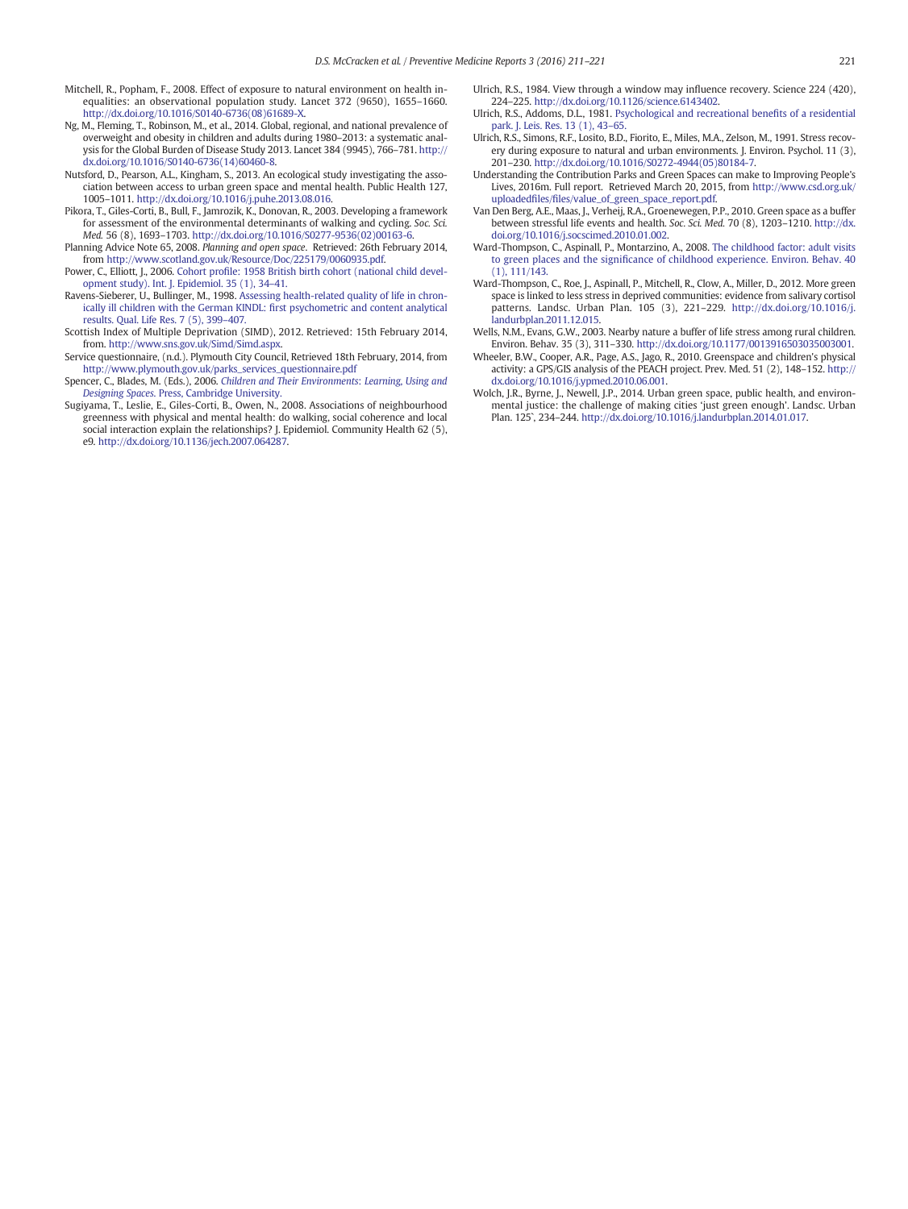Mitchell, R., Popham, F., 2008. Effect of exposure to natural environment on health inequalities: an observational population study. Lancet 372 (9650), 1655–1660. http://dx.doi.org/10.1016/S0140-6736(08)61689-X.

Ng, M., Fleming, T., Robinson, M., et al., 2014. Global, regional, and national prevalence of overweight and obesity in children and adults during 1980–2013: a systematic analysis for the Global Burden of Disease Study 2013. Lancet 384 (9945), 766–781. http://dx.doi.org/10.1016/S0140-6736(14)60460-8.

Nutsford, D., Pearson, A.L., Kingham, S., 2013. An ecological study investigating the association between access to urban green space and mental health. Public Health 127, 1005–1011. http://dx.doi.org/10.1016/j.puhe.2013.08.016.

Pikora, T., Giles-Corti, B., Bull, F., Jamrozik, K., Donovan, R., 2003. Developing a framework for assessment of the environmental determinants of walking and cycling. *Soc. Sci. Med.* 56 (8), 1693–1703. http://dx.doi.org/10.1016/S0277-9536(02)00163-6.

Planning Advice Note 65, 2008. *Planning and open space*. Retrieved: 26th February 2014, from http://www.scotland.gov.uk/Resource/Doc/225179/0060935.pdf.

Power, C., Elliott, J., 2006. Cohort profile: 1958 British birth cohort (national child development study). Int. J. Epidemiol. 35 (1), 34–41.

Ravens-Sieberer, U., Bullinger, M., 1998. Assessing health-related quality of life in chronically ill children with the German KINDL: first psychometric and content analytical results. Qual. Life Res. 7 (5), 399–407.

Scottish Index of Multiple Deprivation (SIMD), 2012. Retrieved: 15th February 2014, from. http://www.sns.gov.uk/Simd/Simd.aspx.

Service questionnaire, (n.d.). Plymouth City Council, Retrieved 18th February, 2014, from http://www.plymouth.gov.uk/parks_services_questionnaire.pdf

Spencer, C., Blades, M. (Eds.), 2006. *Children and Their Environments: Learning, Using and Designing Spaces*. Press, Cambridge University.

Sugiyama, T., Leslie, E., Giles-Corti, B., Owen, N., 2008. Associations of neighbourhood greenness with physical and mental health: do walking, social coherence and local social interaction explain the relationships? J. Epidemiol. Community Health 62 (5), e9. http://dx.doi.org/10.1136/jech.2007.064287.

Ulrich, R.S., 1984. View through a window may influence recovery. Science 224 (420), 224–225. http://dx.doi.org/10.1126/science.6143402.

Ulrich, R.S., Addoms, D.L., 1981. Psychological and recreational benefits of a residential park. J. Leis. Res. 13 (1), 43–65.

Ulrich, R.S., Simons, R.F., Losito, B.D., Fiorito, E., Miles, M.A., Zelson, M., 1991. Stress recovery during exposure to natural and urban environments. J. Environ. Psychol. 11 (3), 201–230. http://dx.doi.org/10.1016/S0272-4944(05)80184-7.

Understanding the Contribution Parks and Green Spaces can make to Improving People's Lives, 2016m. Full report. Retrieved March 20, 2015, from http://www.csd.org.uk/uploadedfiles/files/value_of_green_space_report.pdf.

Van Den Berg, A.E., Maas, J., Verheij, R.A., Groenewegen, P.P., 2010. Green space as a buffer between stressful life events and health. *Soc. Sci. Med.* 70 (8), 1203–1210. http://dx.doi.org/10.1016/j.socscimed.2010.01.002.

Ward-Thompson, C., Aspinall, P., Montarzino, A., 2008. The childhood factor: adult visits to green places and the significance of childhood experience. Environ. Behav. 40 (1), 111/143.

Ward-Thompson, C., Roe, J., Aspinall, P., Mitchell, R., Clow, A., Miller, D., 2012. More green space is linked to less stress in deprived communities: evidence from salivary cortisol patterns. Landsc. Urban Plan. 105 (3), 221–229. http://dx.doi.org/10.1016/j.landurbplan.2011.12.015.

Wells, N.M., Evans, G.W., 2003. Nearby nature a buffer of life stress among rural children. Environ. Behav. 35 (3), 311–330. http://dx.doi.org/10.1177/0013916503035003001.

Wheeler, B.W., Cooper, A.R., Page, A.S., Jago, R., 2010. Greenspace and children's physical activity: a GPS/GIS analysis of the PEACH project. Prev. Med. 51 (2), 148–152. http://dx.doi.org/10.1016/j.ypmed.2010.06.001.

Wolch, J.R., Byrne, J., Newell, J.P., 2014. Urban green space, public health, and environmental justice: the challenge of making cities 'just green enough'. Landsc. Urban Plan. 125`, 234–244. http://dx.doi.org/10.1016/j.landurbplan.2014.01.017.